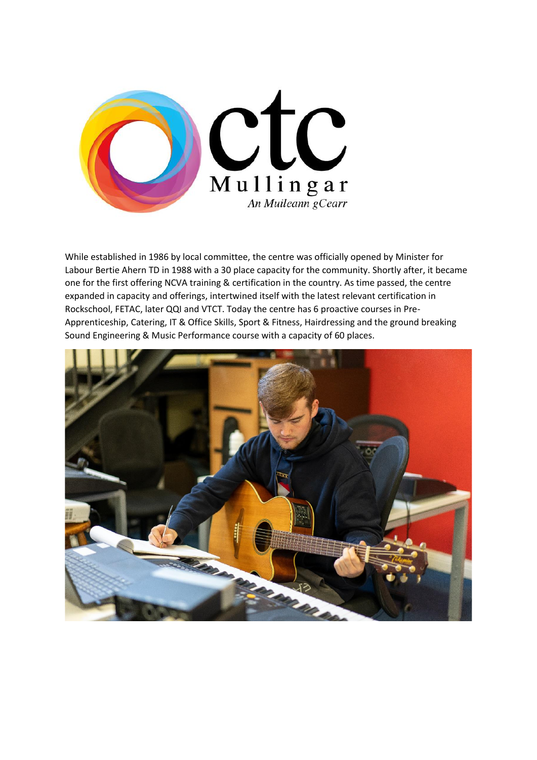ctc Mullingar
*An Muileann gCearr*

While established in 1986 by local committee, the centre was officially opened by Minister for Labour Bertie Ahern TD in 1988 with a 30 place capacity for the community. Shortly after, it became one for the first offering NCVA training & certification in the country. As time passed, the centre expanded in capacity and offerings, intertwined itself with the latest relevant certification in Rockschool, FETAC, later QQI and VTCT. Today the centre has 6 proactive courses in Pre-Apprenticeship, Catering, IT & Office Skills, Sport & Fitness, Hairdressing and the ground breaking Sound Engineering & Music Performance course with a capacity of 60 places.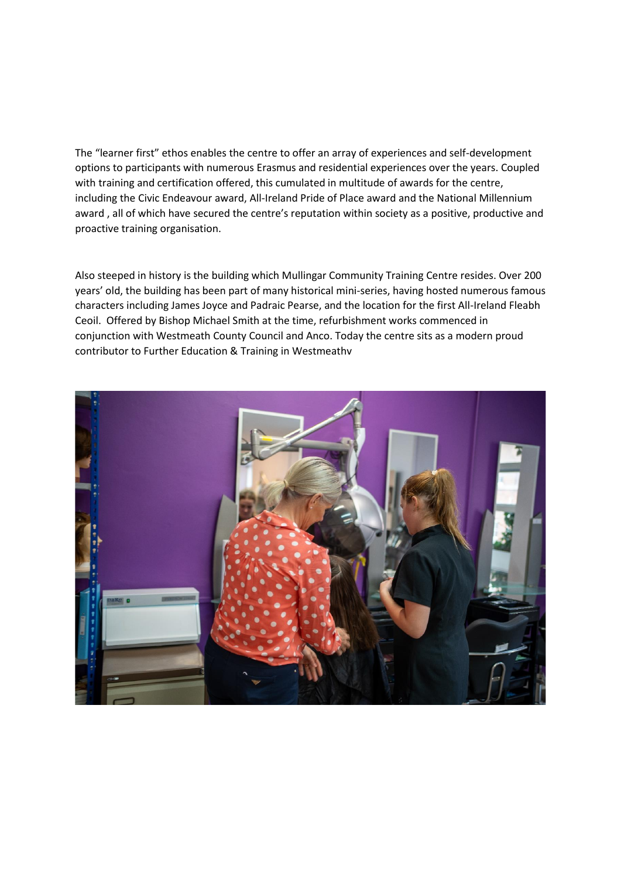The "learner first" ethos enables the centre to offer an array of experiences and self-development options to participants with numerous Erasmus and residential experiences over the years. Coupled with training and certification offered, this cumulated in multitude of awards for the centre, including the Civic Endeavour award, All-Ireland Pride of Place award and the National Millennium award , all of which have secured the centre's reputation within society as a positive, productive and proactive training organisation.

Also steeped in history is the building which Mullingar Community Training Centre resides. Over 200 years' old, the building has been part of many historical mini-series, having hosted numerous famous characters including James Joyce and Padraic Pearse, and the location for the first All-Ireland Fleabh Ceoil. Offered by Bishop Michael Smith at the time, refurbishment works commenced in conjunction with Westmeath County Council and Anco. Today the centre sits as a modern proud contributor to Further Education & Training in Westmeathv